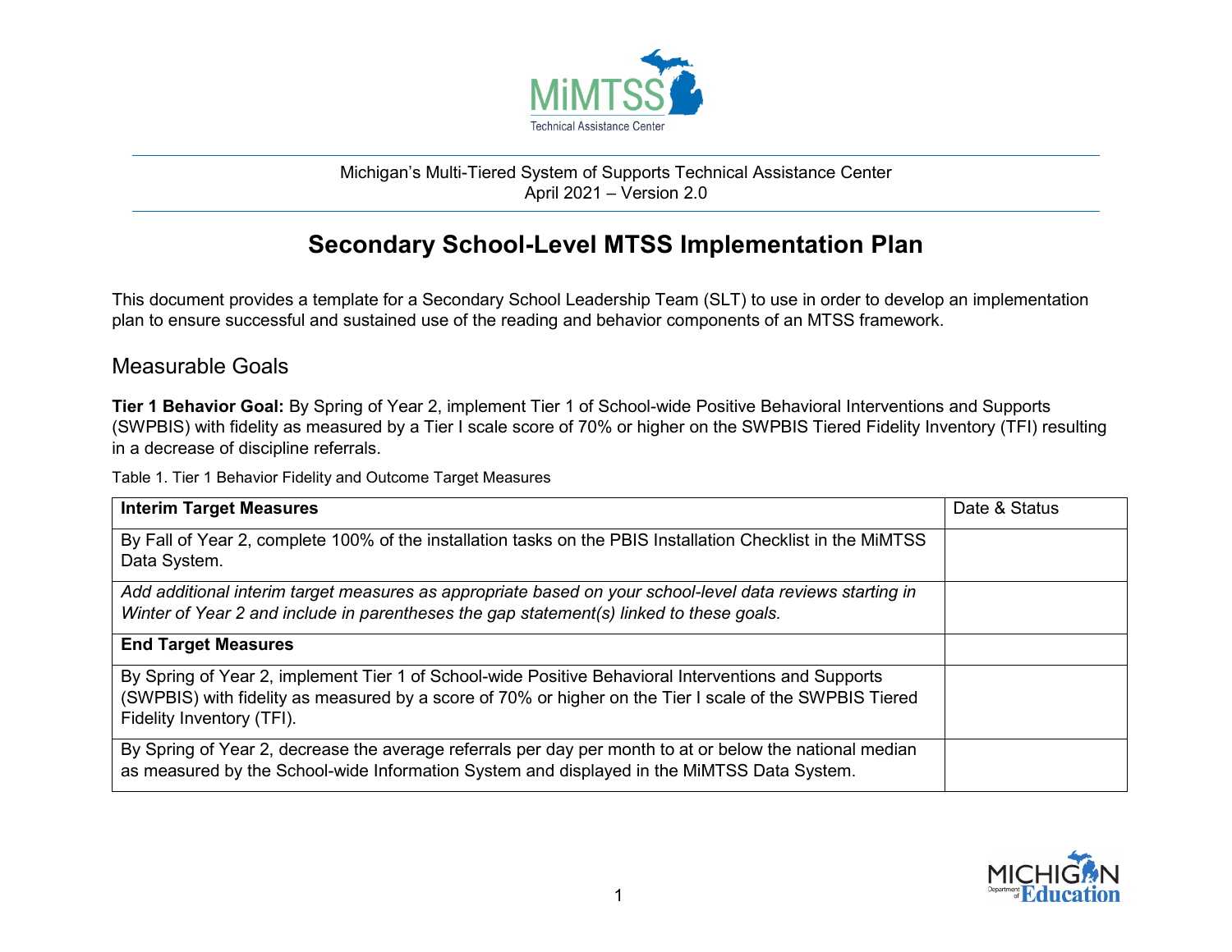Michigan's Multi-Tiered System of Supports Technical Assistance Center
April 2021 – Version 2.0

# Secondary School-Level MTSS Implementation Plan

This document provides a template for a Secondary School Leadership Team (SLT) to use in order to develop an implementation plan to ensure successful and sustained use of the reading and behavior components of an MTSS framework.

## Measurable Goals

**Tier 1 Behavior Goal:** By Spring of Year 2, implement Tier 1 of School-wide Positive Behavioral Interventions and Supports (SWPBIS) with fidelity as measured by a Tier I scale score of 70% or higher on the SWPBIS Tiered Fidelity Inventory (TFI) resulting in a decrease of discipline referrals.

Table 1. Tier 1 Behavior Fidelity and Outcome Target Measures

| **Interim Target Measures** | Date & Status |
|---|---|
| By Fall of Year 2, complete 100% of the installation tasks on the PBIS Installation Checklist in the MiMTSS Data System. | |
| *Add additional interim target measures as appropriate based on your school-level data reviews starting in Winter of Year 2 and include in parentheses the gap statement(s) linked to these goals.* | |
| **End Target Measures** | |
| By Spring of Year 2, implement Tier 1 of School-wide Positive Behavioral Interventions and Supports (SWPBIS) with fidelity as measured by a score of 70% or higher on the Tier I scale of the SWPBIS Tiered Fidelity Inventory (TFI). | |
| By Spring of Year 2, decrease the average referrals per day per month to at or below the national median as measured by the School-wide Information System and displayed in the MiMTSS Data System. | |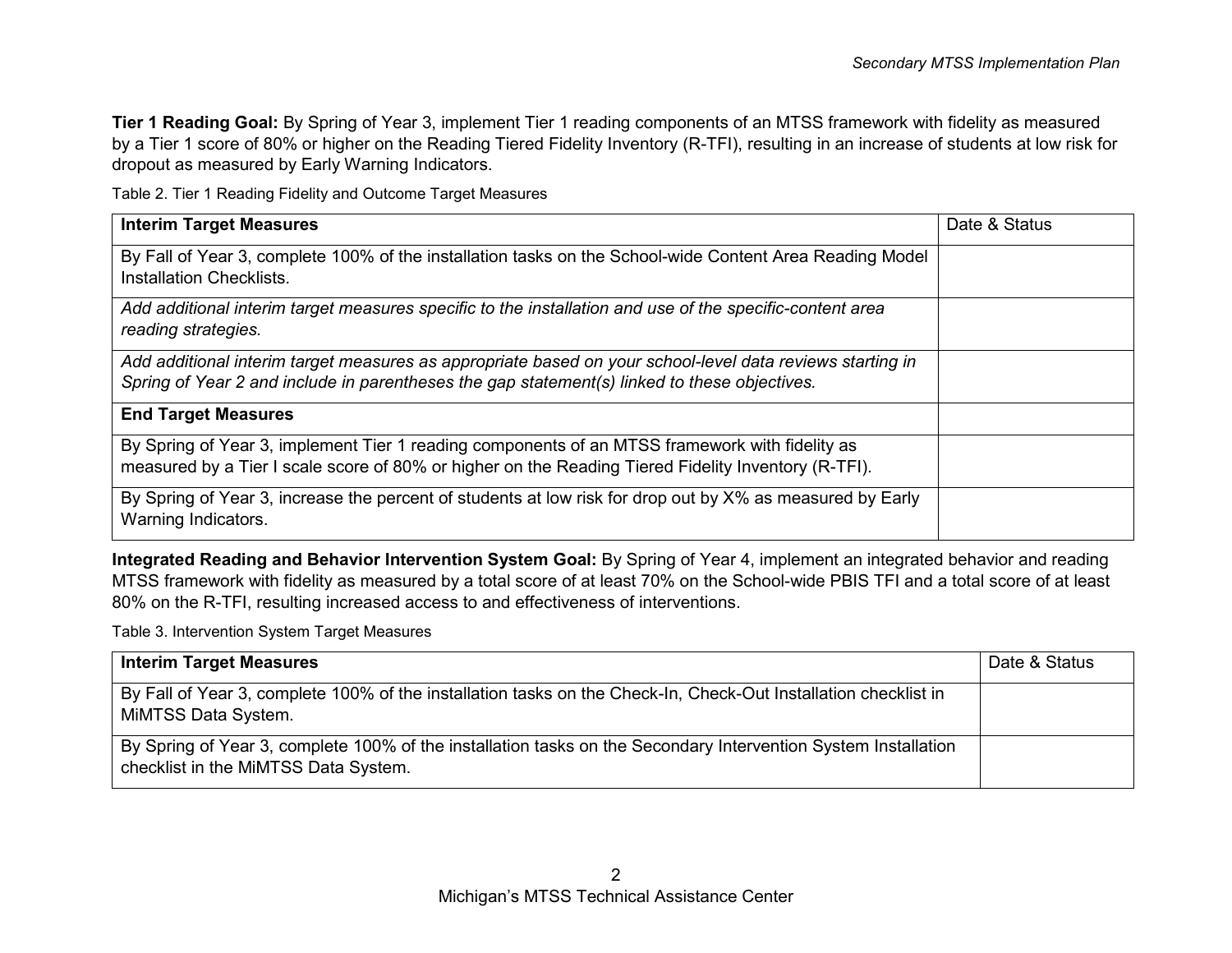**Tier 1 Reading Goal:** By Spring of Year 3, implement Tier 1 reading components of an MTSS framework with fidelity as measured by a Tier 1 score of 80% or higher on the Reading Tiered Fidelity Inventory (R-TFI), resulting in an increase of students at low risk for dropout as measured by Early Warning Indicators.

Table 2. Tier 1 Reading Fidelity and Outcome Target Measures

| **Interim Target Measures** | Date & Status |
| --- | --- |
| By Fall of Year 3, complete 100% of the installation tasks on the School-wide Content Area Reading Model Installation Checklists. | |
| *Add additional interim target measures specific to the installation and use of the specific-content area reading strategies.* | |
| *Add additional interim target measures as appropriate based on your school-level data reviews starting in Spring of Year 2 and include in parentheses the gap statement(s) linked to these objectives.* | |
| **End Target Measures** | |
| By Spring of Year 3, implement Tier 1 reading components of an MTSS framework with fidelity as measured by a Tier I scale score of 80% or higher on the Reading Tiered Fidelity Inventory (R-TFI). | |
| By Spring of Year 3, increase the percent of students at low risk for drop out by X% as measured by Early Warning Indicators. | |

**Integrated Reading and Behavior Intervention System Goal:** By Spring of Year 4, implement an integrated behavior and reading MTSS framework with fidelity as measured by a total score of at least 70% on the School-wide PBIS TFI and a total score of at least 80% on the R-TFI, resulting increased access to and effectiveness of interventions.

Table 3. Intervention System Target Measures

| **Interim Target Measures** | Date & Status |
| --- | --- |
| By Fall of Year 3, complete 100% of the installation tasks on the Check-In, Check-Out Installation checklist in MiMTSS Data System. | |
| By Spring of Year 3, complete 100% of the installation tasks on the Secondary Intervention System Installation checklist in the MiMTSS Data System. | |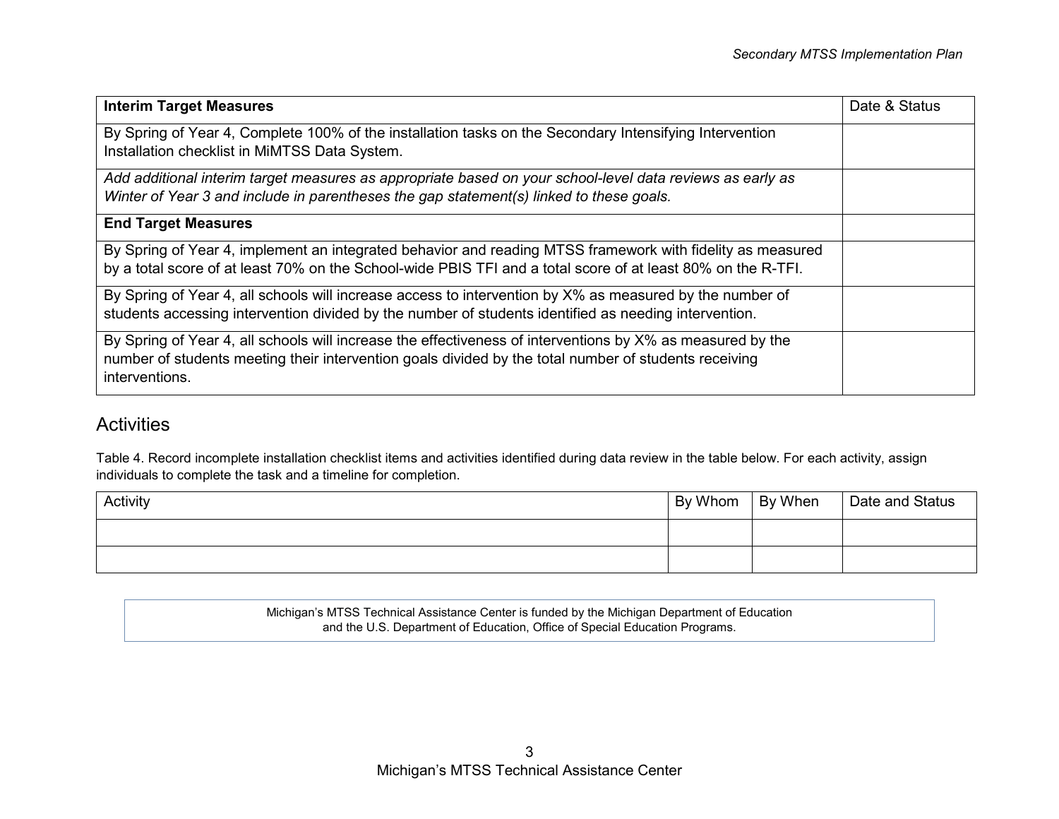| Interim Target Measures | Date & Status |
|---|---|
| By Spring of Year 4, Complete 100% of the installation tasks on the Secondary Intensifying Intervention Installation checklist in MiMTSS Data System. | |
| *Add additional interim target measures as appropriate based on your school-level data reviews as early as Winter of Year 3 and include in parentheses the gap statement(s) linked to these goals.* | |
| **End Target Measures** | |
| By Spring of Year 4, implement an integrated behavior and reading MTSS framework with fidelity as measured by a total score of at least 70% on the School-wide PBIS TFI and a total score of at least 80% on the R-TFI. | |
| By Spring of Year 4, all schools will increase access to intervention by X% as measured by the number of students accessing intervention divided by the number of students identified as needing intervention. | |
| By Spring of Year 4, all schools will increase the effectiveness of interventions by X% as measured by the number of students meeting their intervention goals divided by the total number of students receiving interventions. | |

## Activities

Table 4. Record incomplete installation checklist items and activities identified during data review in the table below. For each activity, assign individuals to complete the task and a timeline for completion.

| Activity | By Whom | By When | Date and Status |
|---|---|---|---|
| | | | |
| | | | |

Michigan's MTSS Technical Assistance Center is funded by the Michigan Department of Education and the U.S. Department of Education, Office of Special Education Programs.